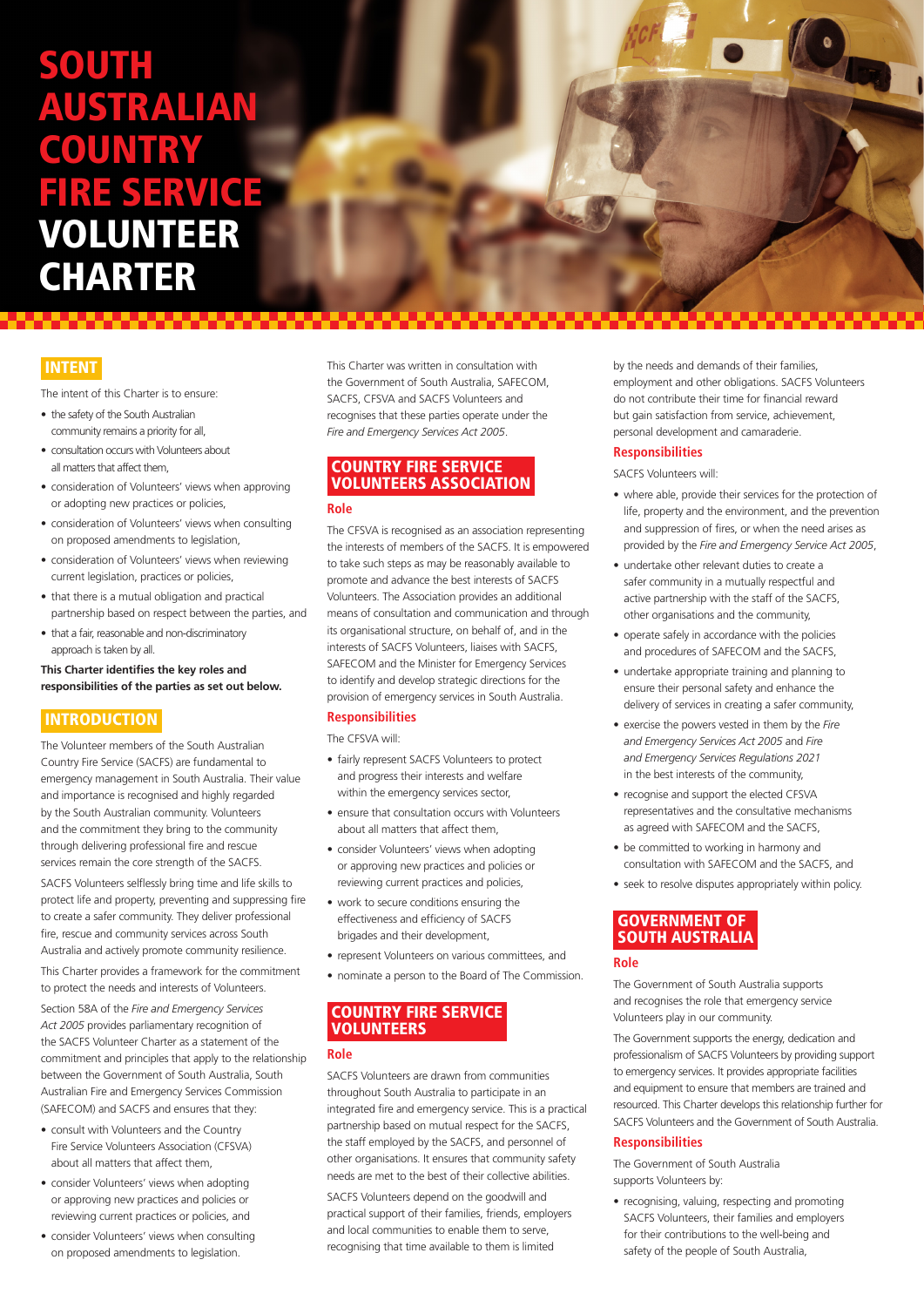# SOUTH AUSTRALIAN COUNTRY FIRE SERVICE VOLUNTEER CHARTER

## INTENT

The intent of this Charter is to ensure:

- the safety of the South Australian community remains a priority for all,
- consultation occurs with Volunteers about all matters that affect them,
- consideration of Volunteers' views when approving or adopting new practices or policies,
- consideration of Volunteers' views when consulting on proposed amendments to legislation,
- consideration of Volunteers' views when reviewing current legislation, practices or policies,
- that there is a mutual obligation and practical partnership based on respect between the parties, and
- that a fair, reasonable and non-discriminatory approach is taken by all.

**This Charter identifies the key roles and responsibilities of the parties as set out below.**

## INTRODUCTION

The Volunteer members of the South Australian Country Fire Service (SACFS) are fundamental to emergency management in South Australia. Their value and importance is recognised and highly regarded by the South Australian community. Volunteers and the commitment they bring to the community through delivering professional fire and rescue services remain the core strength of the SACFS.

SACFS Volunteers selflessly bring time and life skills to protect life and property, preventing and suppressing fire to create a safer community. They deliver professional fire, rescue and community services across South Australia and actively promote community resilience.

This Charter provides a framework for the commitment to protect the needs and interests of Volunteers.

Section 58A of the *Fire and Emergency Services Act 2005* provides parliamentary recognition of the SACFS Volunteer Charter as a statement of the commitment and principles that apply to the relationship between the Government of South Australia, South Australian Fire and Emergency Services Commission (SAFECOM) and SACFS and ensures that they:

- consult with Volunteers and the Country Fire Service Volunteers Association (CFSVA) about all matters that affect them,
- consider Volunteers' views when adopting or approving new practices and policies or reviewing current practices or policies, and
- consider Volunteers' views when consulting on proposed amendments to legislation.

This Charter was written in consultation with the Government of South Australia, SAFECOM, SACFS, CFSVA and SACFS Volunteers and recognises that these parties operate under the *Fire and Emergency Services Act 2005*.

## COUNTRY FIRE SERVICE VOLUNTEERS ASSOCIATION

### Role

The CFSVA is recognised as an association representing the interests of members of the SACFS. It is empowered to take such steps as may be reasonably available to promote and advance the best interests of SACFS Volunteers. The Association provides an additional means of consultation and communication and through its organisational structure, on behalf of, and in the interests of SACFS Volunteers, liaises with SACFS, SAFECOM and the Minister for Emergency Services to identify and develop strategic directions for the provision of emergency services in South Australia.

### Responsibilities

The CFSVA will:

- fairly represent SACFS Volunteers to protect and progress their interests and welfare within the emergency services sector,
- ensure that consultation occurs with Volunteers about all matters that affect them,
- consider Volunteers' views when adopting or approving new practices and policies or reviewing current practices and policies,
- work to secure conditions ensuring the effectiveness and efficiency of SACFS brigades and their development,
- represent Volunteers on various committees, and
- nominate a person to the Board of The Commission.

## COUNTRY FIRE SERVICE VOLUNTEERS

### Role

SACFS Volunteers are drawn from communities throughout South Australia to participate in an integrated fire and emergency service. This is a practical partnership based on mutual respect for the SACFS, the staff employed by the SACFS, and personnel of other organisations. It ensures that community safety needs are met to the best of their collective abilities.

SACFS Volunteers depend on the goodwill and practical support of their families, friends, employers and local communities to enable them to serve, recognising that time available to them is limited by the needs and demands of their families, employment and other obligations. SACFS Volunteers do not contribute their time for financial reward but gain satisfaction from service, achievement, personal development and camaraderie.

### Responsibilities

SACFS Volunteers will:

- where able, provide their services for the protection of life, property and the environment, and the prevention and suppression of fires, or when the need arises as provided by the *Fire and Emergency Service Act 2005*,
- undertake other relevant duties to create a safer community in a mutually respectful and active partnership with the staff of the SACFS, other organisations and the community,
- operate safely in accordance with the policies and procedures of SAFECOM and the SACFS,
- undertake appropriate training and planning to ensure their personal safety and enhance the delivery of services in creating a safer community,
- exercise the powers vested in them by the *Fire and Emergency Services Act 2005* and *Fire and Emergency Services Regulations 2021* in the best interests of the community,
- recognise and support the elected CFSVA representatives and the consultative mechanisms as agreed with SAFECOM and the SACFS,
- be committed to working in harmony and consultation with SAFECOM and the SACFS, and
- seek to resolve disputes appropriately within policy.

## GOVERNMENT OF SOUTH AUSTRALIA

### Role

The Government of South Australia supports and recognises the role that emergency service Volunteers play in our community.

The Government supports the energy, dedication and professionalism of SACFS Volunteers by providing support to emergency services. It provides appropriate facilities and equipment to ensure that members are trained and resourced. This Charter develops this relationship further for SACFS Volunteers and the Government of South Australia.

### Responsibilities

The Government of South Australia supports Volunteers by:

- recognising, valuing, respecting and promoting SACFS Volunteers, their families and employers for their contributions to the well-being and safety of the people of South Australia,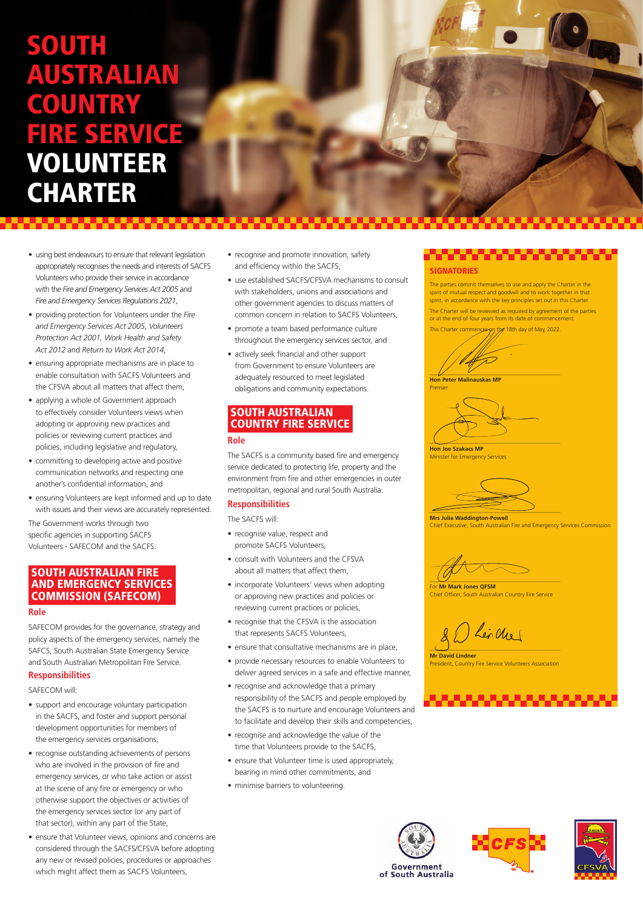# SOUTH AUSTRALIAN COUNTRY FIRE SERVICE VOLUNTEER CHARTER

- using best endeavours to ensure that relevant legislation appropriately recognises the needs and interests of SACFS Volunteers who provide their service in accordance with the *Fire and Emergency Services Act 2005* and *Fire and Emergency Services Regulations 2021*,
- providing protection for Volunteers under the *Fire and Emergency Services Act 2005*, *Volunteers Protection Act 2001*, *Work Health and Safety Act 2012* and *Return to Work Act 2014*,
- ensuring appropriate mechanisms are in place to enable consultation with SACFS Volunteers and the CFSVA about all matters that affect them,
- applying a whole of Government approach to effectively consider Volunteers views when adopting or approving new practices and policies or reviewing current practices and policies, including legislative and regulatory,
- committing to developing active and positive communication networks and respecting one another's confidential information, and
- ensuring Volunteers are kept informed and up to date with issues and their views are accurately represented.

The Government works through two specific agencies in supporting SACFS Volunteers - SAFECOM and the SACFS.

## SOUTH AUSTRALIAN FIRE AND EMERGENCY SERVICES COMMISSION (SAFECOM)

### Role

SAFECOM provides for the governance, strategy and policy aspects of the emergency services, namely the SAFCS, South Australian State Emergency Service and South Australian Metropolitan Fire Service.

### Responsibilities

SAFECOM will:

- support and encourage voluntary participation in the SACFS, and foster and support personal development opportunities for members of the emergency services organisations,
- recognise outstanding achievements of persons who are involved in the provision of fire and emergency services, or who take action or assist at the scene of any fire or emergency or who otherwise support the objectives or activities of the emergency services sector (or any part of that sector), within any part of the State,
- ensure that Volunteer views, opinions and concerns are considered through the SACFS/CFSVA before adopting any new or revised policies, procedures or approaches which might affect them as SACFS Volunteers,
- recognise and promote innovation, safety and efficiency within the SACFS,
- use established SACFS/CFSVA mechanisms to consult with stakeholders, unions and associations and other government agencies to discuss matters of common concern in relation to SACFS Volunteers,
- promote a team based performance culture throughout the emergency services sector, and
- actively seek financial and other support from Government to ensure Volunteers are adequately resourced to meet legislated obligations and community expectations.

## SOUTH AUSTRALIAN COUNTRY FIRE SERVICE

### Role

The SACFS is a community based fire and emergency service dedicated to protecting life, property and the environment from fire and other emergencies in outer metropolitan, regional and rural South Australia.

### Responsibilities

The SACFS will:

- recognise value, respect and promote SACFS Volunteers,
- consult with Volunteers and the CFSVA about all matters that affect them,
- incorporate Volunteers' views when adopting or approving new practices and policies or reviewing current practices or policies,
- recognise that the CFSVA is the association that represents SACFS Volunteers,
- ensure that consultative mechanisms are in place,
- provide necessary resources to enable Volunteers to deliver agreed services in a safe and effective manner,
- recognise and acknowledge that a primary responsibility of the SACFS and people employed by the SACFS is to nurture and encourage Volunteers and to facilitate and develop their skills and competencies,
- recognise and acknowledge the value of the time that Volunteers provide to the SACFS,
- ensure that Volunteer time is used appropriately, bearing in mind other commitments, and
- minimise barriers to volunteering.

## SIGNATORIES

The parties commit themselves to use and apply the Charter in the spirit of mutual respect and goodwill and to work together in that spirit, in accordance with the key principles set out in this Charter.

The Charter will be reviewed as required by agreement of the parties or at the end of four years from its date of commencement.

This Charter commences on the 18th day of May, 2022.

**Hon Peter Malinauskas MP**
Premier

**Hon Joe Szakacs MP**
Minister for Emergency Services

**Mrs Julia Waddington-Powell**
Chief Executive, South Australian Fire and Emergency Services Commission

For **Mr Mark Jones QFSM**
Chief Officer, South Australian Country Fire Service

**Mr David Lindner**
President, Country Fire Service Volunteers Association

Government of South Australia

CFS

CFSVA